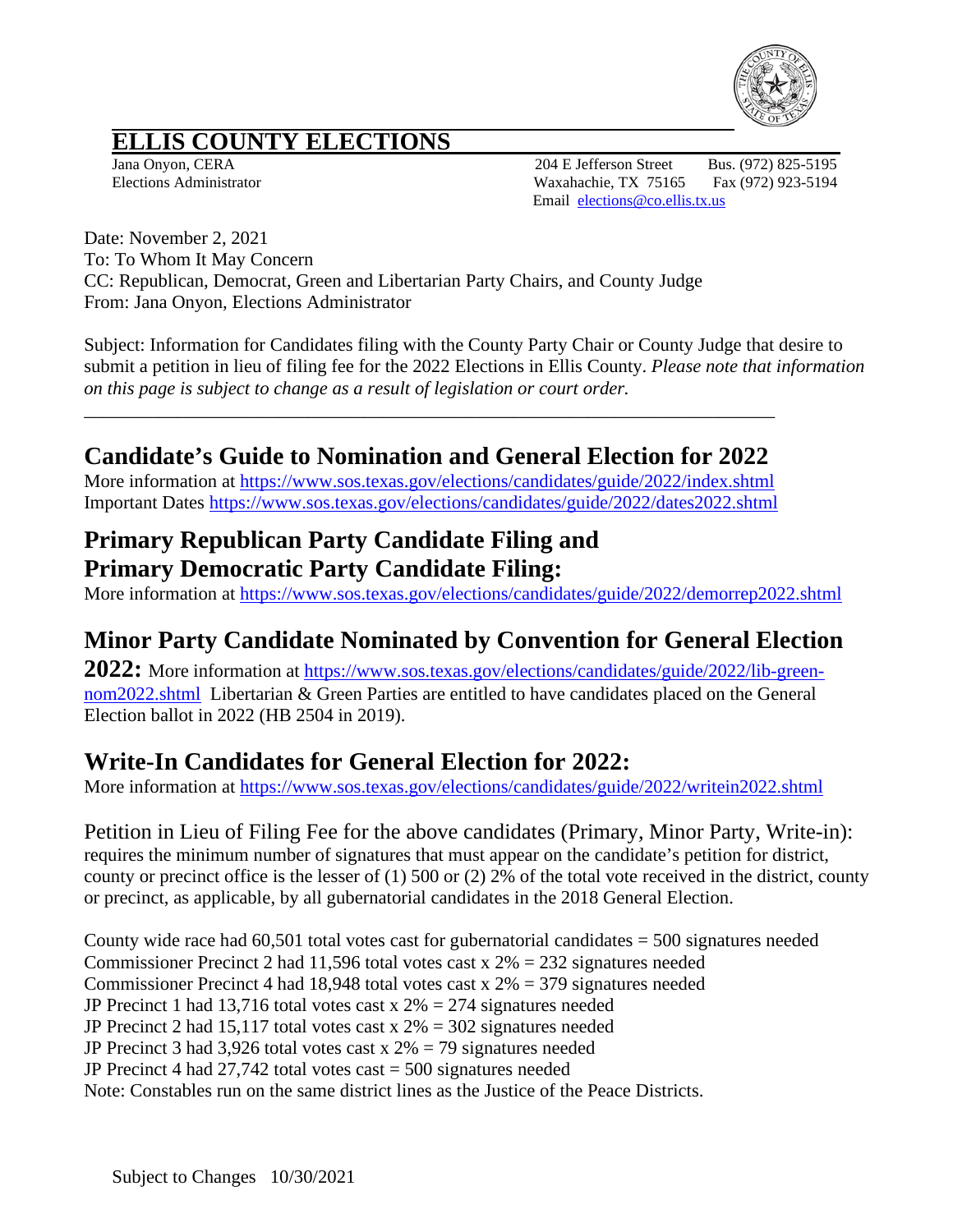# ELLIS COUNTY ELECTIONS

Jana Onyon, CERA
Elections Administrator

204 E Jefferson Street
Waxahachie, TX 75165
Bus. (972) 825-5195
Fax (972) 923-5194
Email elections@co.ellis.tx.us

Date: November 2, 2021
To: To Whom It May Concern
CC: Republican, Democrat, Green and Libertarian Party Chairs, and County Judge
From: Jana Onyon, Elections Administrator

Subject: Information for Candidates filing with the County Party Chair or County Judge that desire to submit a petition in lieu of filing fee for the 2022 Elections in Ellis County. *Please note that information on this page is subject to change as a result of legislation or court order.*

---

## Candidate's Guide to Nomination and General Election for 2022

More information at https://www.sos.texas.gov/elections/candidates/guide/2022/index.shtml
Important Dates https://www.sos.texas.gov/elections/candidates/guide/2022/dates2022.shtml

## Primary Republican Party Candidate Filing and Primary Democratic Party Candidate Filing:

More information at https://www.sos.texas.gov/elections/candidates/guide/2022/demorrep2022.shtml

## Minor Party Candidate Nominated by Convention for General Election 2022:

More information at https://www.sos.texas.gov/elections/candidates/guide/2022/lib-green-nom2022.shtml Libertarian & Green Parties are entitled to have candidates placed on the General Election ballot in 2022 (HB 2504 in 2019).

## Write-In Candidates for General Election for 2022:

More information at https://www.sos.texas.gov/elections/candidates/guide/2022/writein2022.shtml

Petition in Lieu of Filing Fee for the above candidates (Primary, Minor Party, Write-in): requires the minimum number of signatures that must appear on the candidate's petition for district, county or precinct office is the lesser of (1) 500 or (2) 2% of the total vote received in the district, county or precinct, as applicable, by all gubernatorial candidates in the 2018 General Election.

County wide race had 60,501 total votes cast for gubernatorial candidates = 500 signatures needed
Commissioner Precinct 2 had 11,596 total votes cast x 2% = 232 signatures needed
Commissioner Precinct 4 had 18,948 total votes cast x 2% = 379 signatures needed
JP Precinct 1 had 13,716 total votes cast x 2% = 274 signatures needed
JP Precinct 2 had 15,117 total votes cast x 2% = 302 signatures needed
JP Precinct 3 had 3,926 total votes cast x 2% = 79 signatures needed
JP Precinct 4 had 27,742 total votes cast = 500 signatures needed
Note: Constables run on the same district lines as the Justice of the Peace Districts.

Subject to Changes 10/30/2021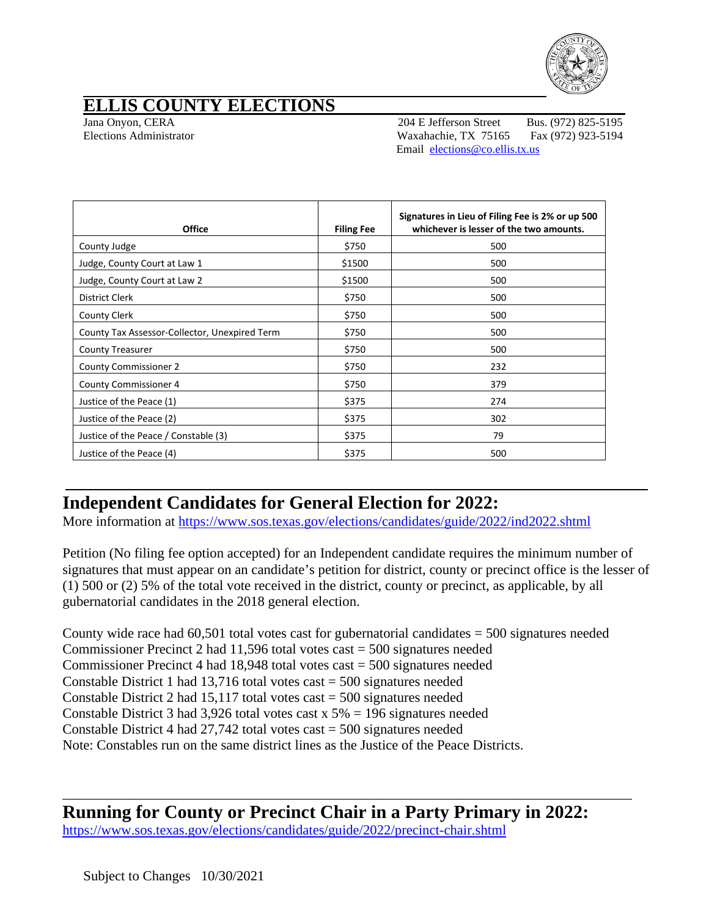# ELLIS COUNTY ELECTIONS

Jana Onyon, CERA
Elections Administrator

204 E Jefferson Street
Waxahachie, TX 75165
Email elections@co.ellis.tx.us

Bus. (972) 825-5195
Fax (972) 923-5194

| Office | Filing Fee | Signatures in Lieu of Filing Fee is 2% or up 500 whichever is lesser of the two amounts. |
|---|---|---|
| County Judge | $750 | 500 |
| Judge, County Court at Law 1 | $1500 | 500 |
| Judge, County Court at Law 2 | $1500 | 500 |
| District Clerk | $750 | 500 |
| County Clerk | $750 | 500 |
| County Tax Assessor-Collector, Unexpired Term | $750 | 500 |
| County Treasurer | $750 | 500 |
| County Commissioner 2 | $750 | 232 |
| County Commissioner 4 | $750 | 379 |
| Justice of the Peace (1) | $375 | 274 |
| Justice of the Peace (2) | $375 | 302 |
| Justice of the Peace / Constable (3) | $375 | 79 |
| Justice of the Peace (4) | $375 | 500 |

## Independent Candidates for General Election for 2022:

More information at https://www.sos.texas.gov/elections/candidates/guide/2022/ind2022.shtml

Petition (No filing fee option accepted) for an Independent candidate requires the minimum number of signatures that must appear on an candidate's petition for district, county or precinct office is the lesser of (1) 500 or (2) 5% of the total vote received in the district, county or precinct, as applicable, by all gubernatorial candidates in the 2018 general election.

County wide race had 60,501 total votes cast for gubernatorial candidates = 500 signatures needed
Commissioner Precinct 2 had 11,596 total votes cast = 500 signatures needed
Commissioner Precinct 4 had 18,948 total votes cast = 500 signatures needed
Constable District 1 had 13,716 total votes cast = 500 signatures needed
Constable District 2 had 15,117 total votes cast = 500 signatures needed
Constable District 3 had 3,926 total votes cast x 5% = 196 signatures needed
Constable District 4 had 27,742 total votes cast = 500 signatures needed
Note: Constables run on the same district lines as the Justice of the Peace Districts.

## Running for County or Precinct Chair in a Party Primary in 2022:

https://www.sos.texas.gov/elections/candidates/guide/2022/precinct-chair.shtml

Subject to Changes 10/30/2021